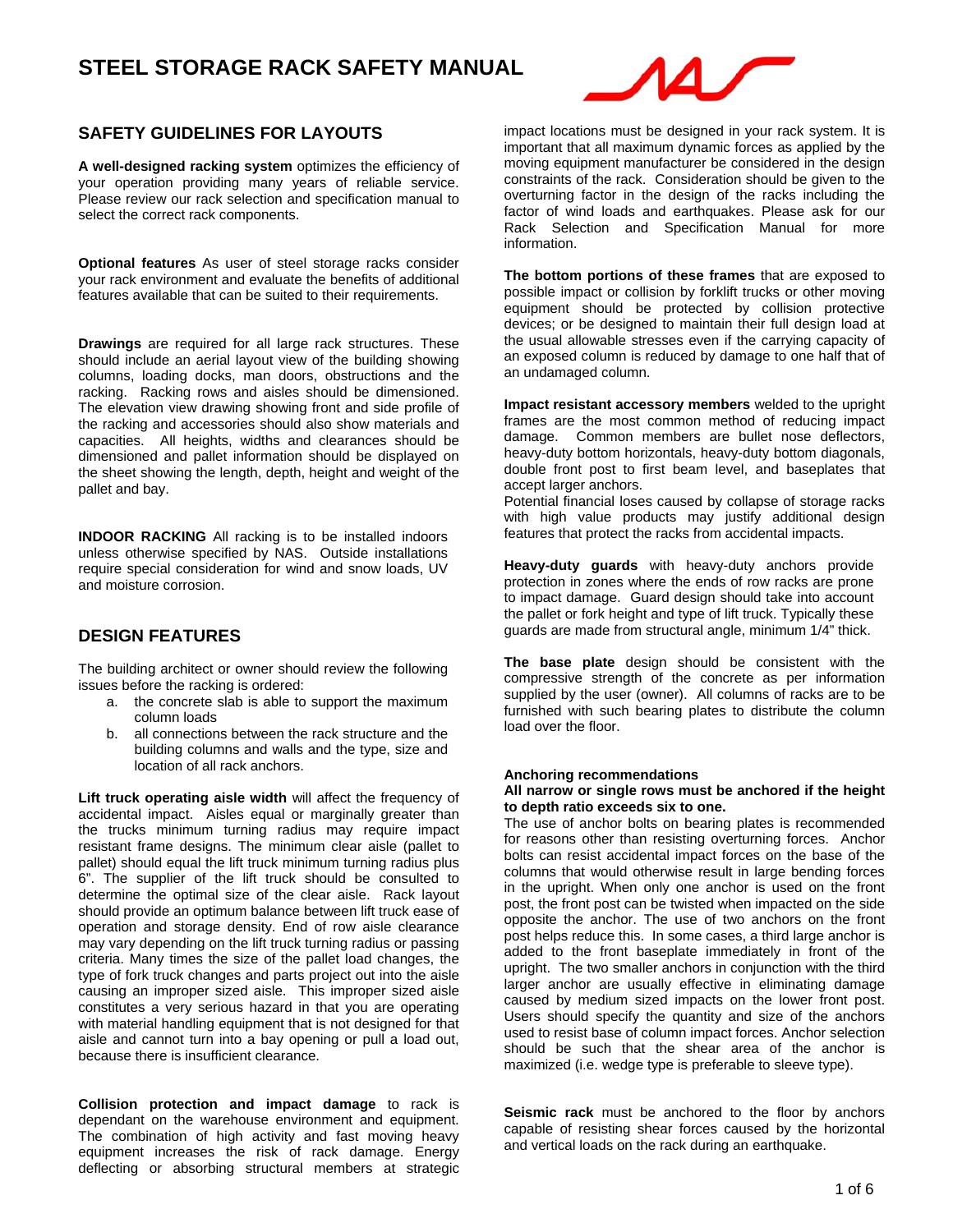# STEEL STORAGE RACK SAFETY MANUAL

## SAFETY GUIDELINES FOR LAYOUTS

**A well-designed racking system** optimizes the efficiency of your operation providing many years of reliable service. Please review our rack selection and specification manual to select the correct rack components.

**Optional features** As user of steel storage racks consider your rack environment and evaluate the benefits of additional features available that can be suited to their requirements.

**Drawings** are required for all large rack structures. These should include an aerial layout view of the building showing columns, loading docks, man doors, obstructions and the racking. Racking rows and aisles should be dimensioned. The elevation view drawing showing front and side profile of the racking and accessories should also show materials and capacities. All heights, widths and clearances should be dimensioned and pallet information should be displayed on the sheet showing the length, depth, height and weight of the pallet and bay.

**INDOOR RACKING** All racking is to be installed indoors unless otherwise specified by NAS. Outside installations require special consideration for wind and snow loads, UV and moisture corrosion.

## DESIGN FEATURES

The building architect or owner should review the following issues before the racking is ordered:

a. the concrete slab is able to support the maximum column loads
b. all connections between the rack structure and the building columns and walls and the type, size and location of all rack anchors.

**Lift truck operating aisle width** will affect the frequency of accidental impact. Aisles equal or marginally greater than the trucks minimum turning radius may require impact resistant frame designs. The minimum clear aisle (pallet to pallet) should equal the lift truck minimum turning radius plus 6". The supplier of the lift truck should be consulted to determine the optimal size of the clear aisle. Rack layout should provide an optimum balance between lift truck ease of operation and storage density. End of row aisle clearance may vary depending on the lift truck turning radius or passing criteria. Many times the size of the pallet load changes, the type of fork truck changes and parts project out into the aisle causing an improper sized aisle. This improper sized aisle constitutes a very serious hazard in that you are operating with material handling equipment that is not designed for that aisle and cannot turn into a bay opening or pull a load out, because there is insufficient clearance.

**Collision protection and impact damage** to rack is dependant on the warehouse environment and equipment. The combination of high activity and fast moving heavy equipment increases the risk of rack damage. Energy deflecting or absorbing structural members at strategic impact locations must be designed in your rack system. It is important that all maximum dynamic forces as applied by the moving equipment manufacturer be considered in the design constraints of the rack. Consideration should be given to the overturning factor in the design of the racks including the factor of wind loads and earthquakes. Please ask for our Rack Selection and Specification Manual for more information.

**The bottom portions of these frames** that are exposed to possible impact or collision by forklift trucks or other moving equipment should be protected by collision protective devices; or be designed to maintain their full design load at the usual allowable stresses even if the carrying capacity of an exposed column is reduced by damage to one half that of an undamaged column.

**Impact resistant accessory members** welded to the upright frames are the most common method of reducing impact damage. Common members are bullet nose deflectors, heavy-duty bottom horizontals, heavy-duty bottom diagonals, double front post to first beam level, and baseplates that accept larger anchors.
Potential financial loses caused by collapse of storage racks with high value products may justify additional design features that protect the racks from accidental impacts.

**Heavy-duty guards** with heavy-duty anchors provide protection in zones where the ends of row racks are prone to impact damage. Guard design should take into account the pallet or fork height and type of lift truck. Typically these guards are made from structural angle, minimum 1/4" thick.

**The base plate** design should be consistent with the compressive strength of the concrete as per information supplied by the user (owner). All columns of racks are to be furnished with such bearing plates to distribute the column load over the floor.

**Anchoring recommendations**

**All narrow or single rows must be anchored if the height to depth ratio exceeds six to one.**

The use of anchor bolts on bearing plates is recommended for reasons other than resisting overturning forces. Anchor bolts can resist accidental impact forces on the base of the columns that would otherwise result in large bending forces in the upright. When only one anchor is used on the front post, the front post can be twisted when impacted on the side opposite the anchor. The use of two anchors on the front post helps reduce this. In some cases, a third large anchor is added to the front baseplate immediately in front of the upright. The two smaller anchors in conjunction with the third larger anchor are usually effective in eliminating damage caused by medium sized impacts on the lower front post. Users should specify the quantity and size of the anchors used to resist base of column impact forces. Anchor selection should be such that the shear area of the anchor is maximized (i.e. wedge type is preferable to sleeve type).

**Seismic rack** must be anchored to the floor by anchors capable of resisting shear forces caused by the horizontal and vertical loads on the rack during an earthquake.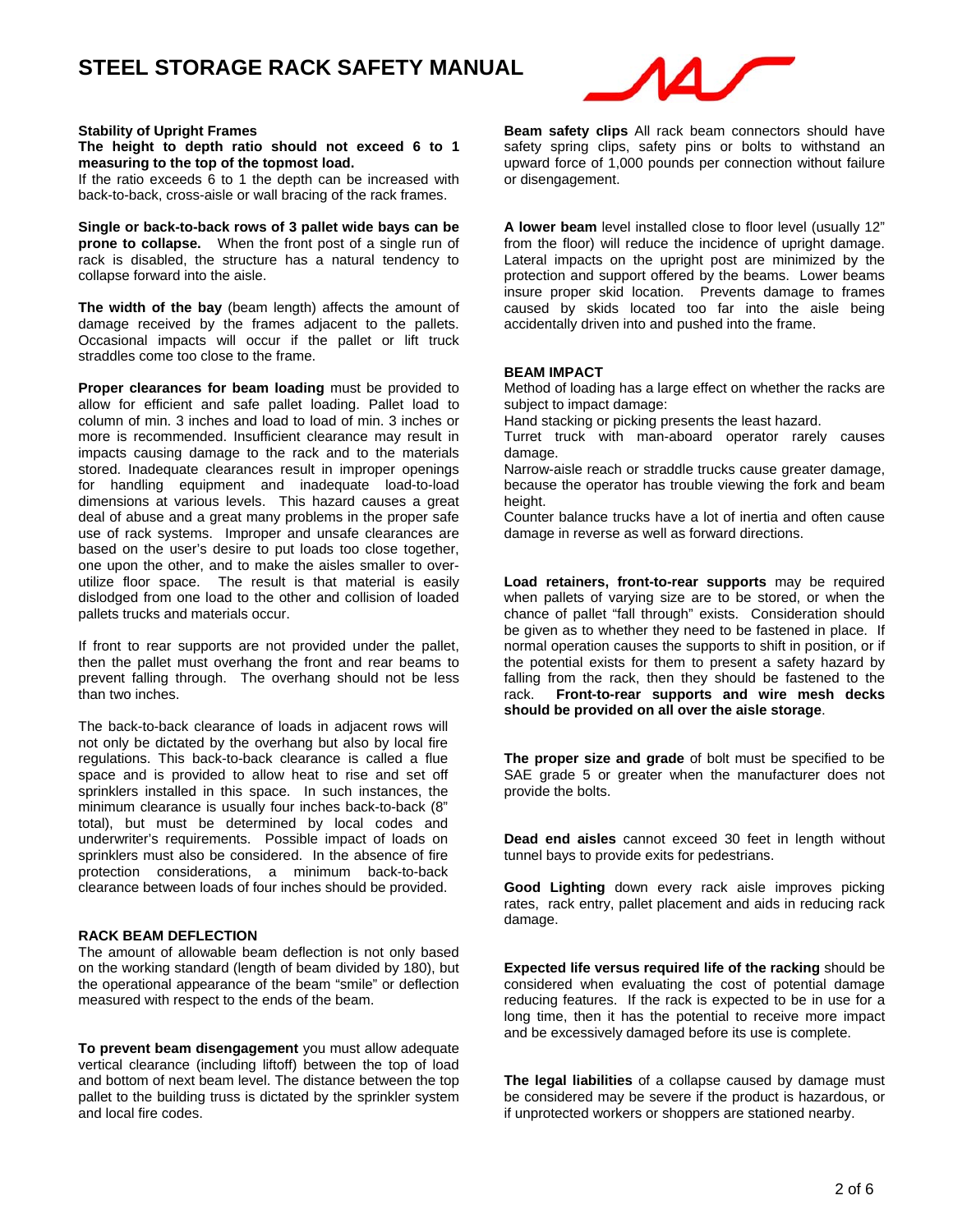# STEEL STORAGE RACK SAFETY MANUAL

**Stability of Upright Frames**

**The height to depth ratio should not exceed 6 to 1 measuring to the top of the topmost load.**
If the ratio exceeds 6 to 1 the depth can be increased with back-to-back, cross-aisle or wall bracing of the rack frames.

**Single or back-to-back rows of 3 pallet wide bays can be prone to collapse.** When the front post of a single run of rack is disabled, the structure has a natural tendency to collapse forward into the aisle.

**The width of the bay** (beam length) affects the amount of damage received by the frames adjacent to the pallets. Occasional impacts will occur if the pallet or lift truck straddles come too close to the frame.

**Proper clearances for beam loading** must be provided to allow for efficient and safe pallet loading. Pallet load to column of min. 3 inches and load to load of min. 3 inches or more is recommended. Insufficient clearance may result in impacts causing damage to the rack and to the materials stored. Inadequate clearances result in improper openings for handling equipment and inadequate load-to-load dimensions at various levels. This hazard causes a great deal of abuse and a great many problems in the proper safe use of rack systems. Improper and unsafe clearances are based on the user's desire to put loads too close together, one upon the other, and to make the aisles smaller to over-utilize floor space. The result is that material is easily dislodged from one load to the other and collision of loaded pallets trucks and materials occur.

If front to rear supports are not provided under the pallet, then the pallet must overhang the front and rear beams to prevent falling through. The overhang should not be less than two inches.

The back-to-back clearance of loads in adjacent rows will not only be dictated by the overhang but also by local fire regulations. This back-to-back clearance is called a flue space and is provided to allow heat to rise and set off sprinklers installed in this space. In such instances, the minimum clearance is usually four inches back-to-back (8" total), but must be determined by local codes and underwriter's requirements. Possible impact of loads on sprinklers must also be considered. In the absence of fire protection considerations, a minimum back-to-back clearance between loads of four inches should be provided.

**RACK BEAM DEFLECTION**

The amount of allowable beam deflection is not only based on the working standard (length of beam divided by 180), but the operational appearance of the beam "smile" or deflection measured with respect to the ends of the beam.

**To prevent beam disengagement** you must allow adequate vertical clearance (including liftoff) between the top of load and bottom of next beam level. The distance between the top pallet to the building truss is dictated by the sprinkler system and local fire codes.

**Beam safety clips** All rack beam connectors should have safety spring clips, safety pins or bolts to withstand an upward force of 1,000 pounds per connection without failure or disengagement.

**A lower beam** level installed close to floor level (usually 12" from the floor) will reduce the incidence of upright damage. Lateral impacts on the upright post are minimized by the protection and support offered by the beams. Lower beams insure proper skid location. Prevents damage to frames caused by skids located too far into the aisle being accidentally driven into and pushed into the frame.

**BEAM IMPACT**

Method of loading has a large effect on whether the racks are subject to impact damage:

Hand stacking or picking presents the least hazard.

Turret truck with man-aboard operator rarely causes damage.

Narrow-aisle reach or straddle trucks cause greater damage, because the operator has trouble viewing the fork and beam height.

Counter balance trucks have a lot of inertia and often cause damage in reverse as well as forward directions.

**Load retainers, front-to-rear supports** may be required when pallets of varying size are to be stored, or when the chance of pallet "fall through" exists. Consideration should be given as to whether they need to be fastened in place. If normal operation causes the supports to shift in position, or if the potential exists for them to present a safety hazard by falling from the rack, then they should be fastened to the rack. **Front-to-rear supports and wire mesh decks should be provided on all over the aisle storage**.

**The proper size and grade** of bolt must be specified to be SAE grade 5 or greater when the manufacturer does not provide the bolts.

**Dead end aisles** cannot exceed 30 feet in length without tunnel bays to provide exits for pedestrians.

**Good Lighting** down every rack aisle improves picking rates, rack entry, pallet placement and aids in reducing rack damage.

**Expected life versus required life of the racking** should be considered when evaluating the cost of potential damage reducing features. If the rack is expected to be in use for a long time, then it has the potential to receive more impact and be excessively damaged before its use is complete.

**The legal liabilities** of a collapse caused by damage must be considered may be severe if the product is hazardous, or if unprotected workers or shoppers are stationed nearby.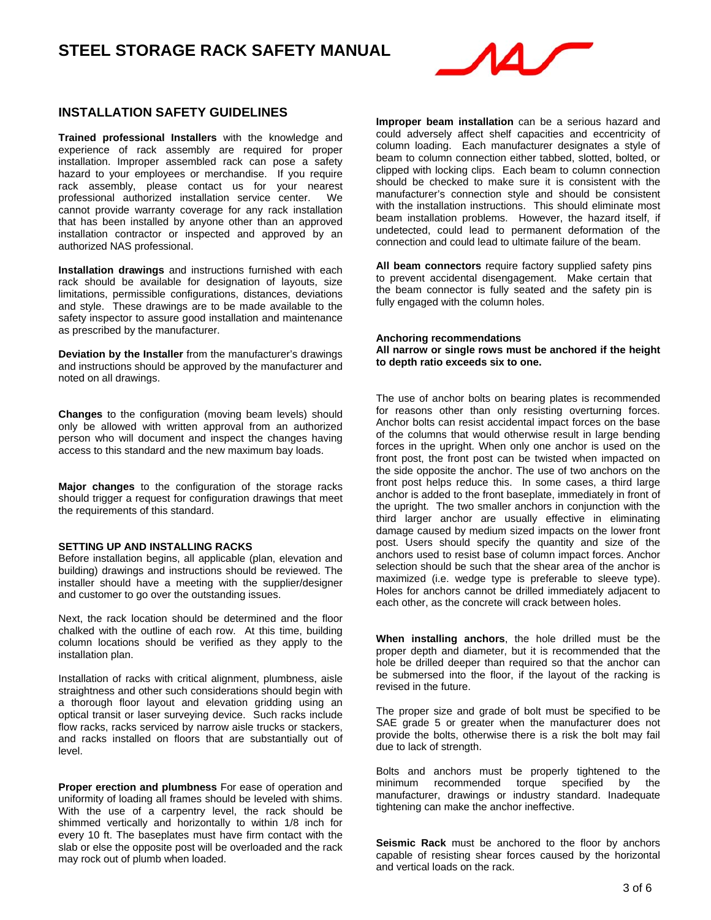# STEEL STORAGE RACK SAFETY MANUAL

## INSTALLATION SAFETY GUIDELINES

**Trained professional Installers** with the knowledge and experience of rack assembly are required for proper installation. Improper assembled rack can pose a safety hazard to your employees or merchandise. If you require rack assembly, please contact us for your nearest professional authorized installation service center. We cannot provide warranty coverage for any rack installation that has been installed by anyone other than an approved installation contractor or inspected and approved by an authorized NAS professional.

**Installation drawings** and instructions furnished with each rack should be available for designation of layouts, size limitations, permissible configurations, distances, deviations and style. These drawings are to be made available to the safety inspector to assure good installation and maintenance as prescribed by the manufacturer.

**Deviation by the Installer** from the manufacturer's drawings and instructions should be approved by the manufacturer and noted on all drawings.

**Changes** to the configuration (moving beam levels) should only be allowed with written approval from an authorized person who will document and inspect the changes having access to this standard and the new maximum bay loads.

**Major changes** to the configuration of the storage racks should trigger a request for configuration drawings that meet the requirements of this standard.

### SETTING UP AND INSTALLING RACKS

Before installation begins, all applicable (plan, elevation and building) drawings and instructions should be reviewed. The installer should have a meeting with the supplier/designer and customer to go over the outstanding issues.

Next, the rack location should be determined and the floor chalked with the outline of each row. At this time, building column locations should be verified as they apply to the installation plan.

Installation of racks with critical alignment, plumbness, aisle straightness and other such considerations should begin with a thorough floor layout and elevation gridding using an optical transit or laser surveying device. Such racks include flow racks, racks serviced by narrow aisle trucks or stackers, and racks installed on floors that are substantially out of level.

**Proper erection and plumbness** For ease of operation and uniformity of loading all frames should be leveled with shims. With the use of a carpentry level, the rack should be shimmed vertically and horizontally to within 1/8 inch for every 10 ft. The baseplates must have firm contact with the slab or else the opposite post will be overloaded and the rack may rock out of plumb when loaded.

**Improper beam installation** can be a serious hazard and could adversely affect shelf capacities and eccentricity of column loading. Each manufacturer designates a style of beam to column connection either tabbed, slotted, bolted, or clipped with locking clips. Each beam to column connection should be checked to make sure it is consistent with the manufacturer's connection style and should be consistent with the installation instructions. This should eliminate most beam installation problems. However, the hazard itself, if undetected, could lead to permanent deformation of the connection and could lead to ultimate failure of the beam.

**All beam connectors** require factory supplied safety pins to prevent accidental disengagement. Make certain that the beam connector is fully seated and the safety pin is fully engaged with the column holes.

**Anchoring recommendations**

**All narrow or single rows must be anchored if the height to depth ratio exceeds six to one.**

The use of anchor bolts on bearing plates is recommended for reasons other than only resisting overturning forces. Anchor bolts can resist accidental impact forces on the base of the columns that would otherwise result in large bending forces in the upright. When only one anchor is used on the front post, the front post can be twisted when impacted on the side opposite the anchor. The use of two anchors on the front post helps reduce this. In some cases, a third large anchor is added to the front baseplate, immediately in front of the upright. The two smaller anchors in conjunction with the third larger anchor are usually effective in eliminating damage caused by medium sized impacts on the lower front post. Users should specify the quantity and size of the anchors used to resist base of column impact forces. Anchor selection should be such that the shear area of the anchor is maximized (i.e. wedge type is preferable to sleeve type). Holes for anchors cannot be drilled immediately adjacent to each other, as the concrete will crack between holes.

**When installing anchors**, the hole drilled must be the proper depth and diameter, but it is recommended that the hole be drilled deeper than required so that the anchor can be submersed into the floor, if the layout of the racking is revised in the future.

The proper size and grade of bolt must be specified to be SAE grade 5 or greater when the manufacturer does not provide the bolts, otherwise there is a risk the bolt may fail due to lack of strength.

Bolts and anchors must be properly tightened to the minimum recommended torque specified by the manufacturer, drawings or industry standard. Inadequate tightening can make the anchor ineffective.

**Seismic Rack** must be anchored to the floor by anchors capable of resisting shear forces caused by the horizontal and vertical loads on the rack.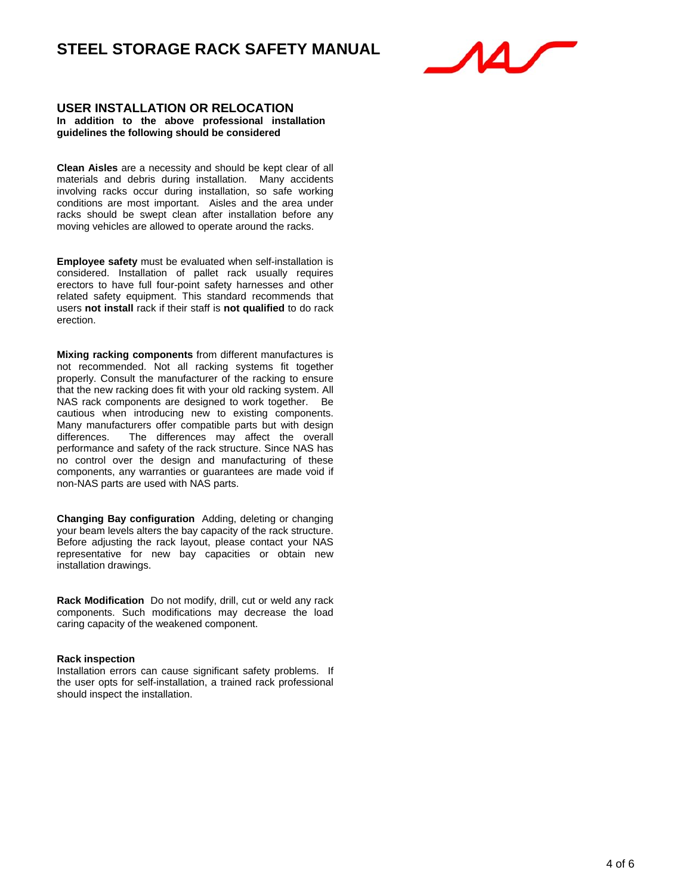## USER INSTALLATION OR RELOCATION

**In addition to the above professional installation guidelines the following should be considered**

**Clean Aisles** are a necessity and should be kept clear of all materials and debris during installation. Many accidents involving racks occur during installation, so safe working conditions are most important. Aisles and the area under racks should be swept clean after installation before any moving vehicles are allowed to operate around the racks.

**Employee safety** must be evaluated when self-installation is considered. Installation of pallet rack usually requires erectors to have full four-point safety harnesses and other related safety equipment. This standard recommends that users **not install** rack if their staff is **not qualified** to do rack erection.

**Mixing racking components** from different manufactures is not recommended. Not all racking systems fit together properly. Consult the manufacturer of the racking to ensure that the new racking does fit with your old racking system. All NAS rack components are designed to work together. Be cautious when introducing new to existing components. Many manufacturers offer compatible parts but with design differences. The differences may affect the overall performance and safety of the rack structure. Since NAS has no control over the design and manufacturing of these components, any warranties or guarantees are made void if non-NAS parts are used with NAS parts.

**Changing Bay configuration** Adding, deleting or changing your beam levels alters the bay capacity of the rack structure. Before adjusting the rack layout, please contact your NAS representative for new bay capacities or obtain new installation drawings.

**Rack Modification** Do not modify, drill, cut or weld any rack components. Such modifications may decrease the load caring capacity of the weakened component.

**Rack inspection**

Installation errors can cause significant safety problems. If the user opts for self-installation, a trained rack professional should inspect the installation.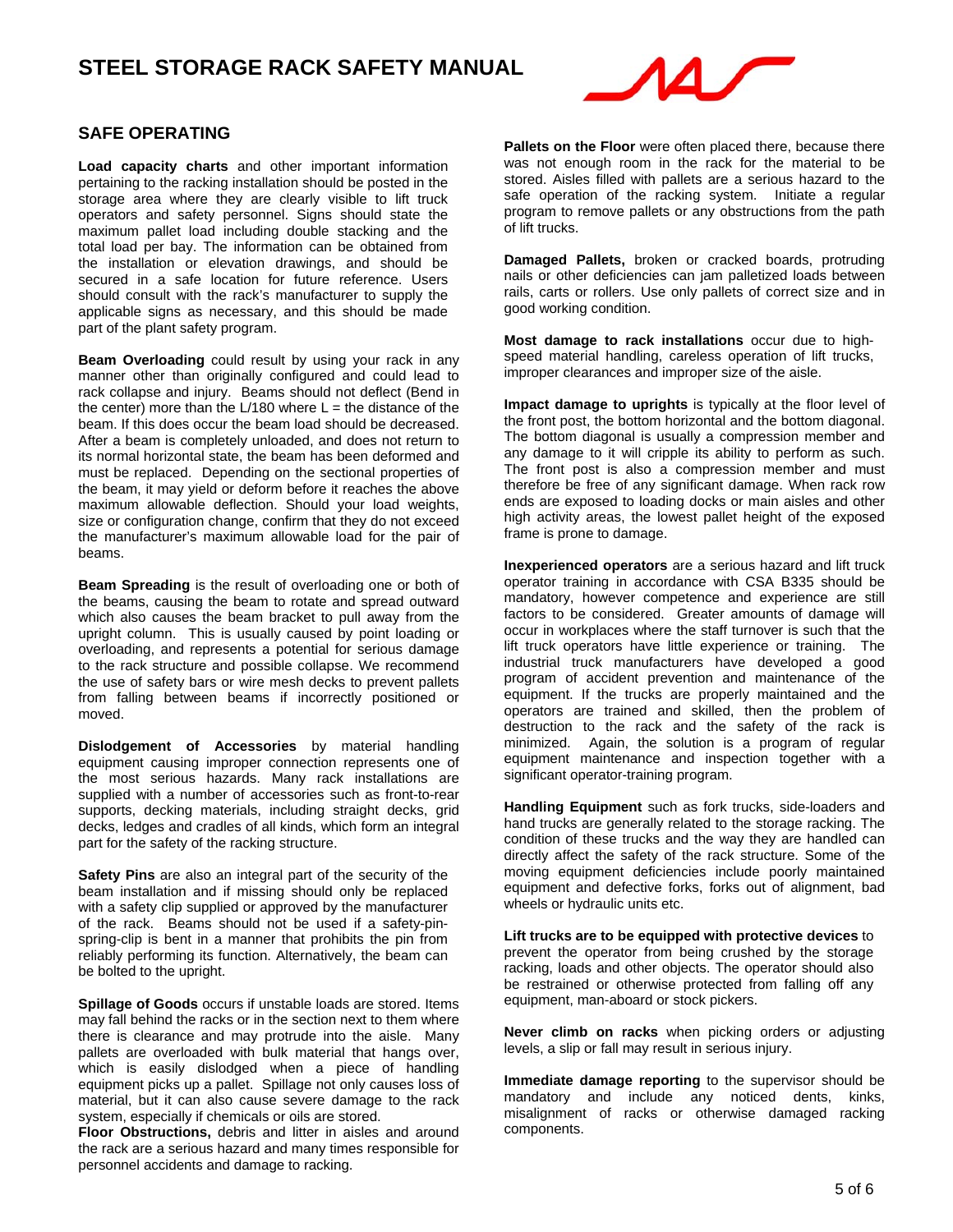# STEEL STORAGE RACK SAFETY MANUAL

## SAFE OPERATING

**Load capacity charts** and other important information pertaining to the racking installation should be posted in the storage area where they are clearly visible to lift truck operators and safety personnel. Signs should state the maximum pallet load including double stacking and the total load per bay. The information can be obtained from the installation or elevation drawings, and should be secured in a safe location for future reference. Users should consult with the rack's manufacturer to supply the applicable signs as necessary, and this should be made part of the plant safety program.

**Beam Overloading** could result by using your rack in any manner other than originally configured and could lead to rack collapse and injury. Beams should not deflect (Bend in the center) more than the L/180 where L = the distance of the beam. If this does occur the beam load should be decreased. After a beam is completely unloaded, and does not return to its normal horizontal state, the beam has been deformed and must be replaced. Depending on the sectional properties of the beam, it may yield or deform before it reaches the above maximum allowable deflection. Should your load weights, size or configuration change, confirm that they do not exceed the manufacturer's maximum allowable load for the pair of beams.

**Beam Spreading** is the result of overloading one or both of the beams, causing the beam to rotate and spread outward which also causes the beam bracket to pull away from the upright column. This is usually caused by point loading or overloading, and represents a potential for serious damage to the rack structure and possible collapse. We recommend the use of safety bars or wire mesh decks to prevent pallets from falling between beams if incorrectly positioned or moved.

**Dislodgement of Accessories** by material handling equipment causing improper connection represents one of the most serious hazards. Many rack installations are supplied with a number of accessories such as front-to-rear supports, decking materials, including straight decks, grid decks, ledges and cradles of all kinds, which form an integral part for the safety of the racking structure.

**Safety Pins** are also an integral part of the security of the beam installation and if missing should only be replaced with a safety clip supplied or approved by the manufacturer of the rack. Beams should not be used if a safety-pin-spring-clip is bent in a manner that prohibits the pin from reliably performing its function. Alternatively, the beam can be bolted to the upright.

**Spillage of Goods** occurs if unstable loads are stored. Items may fall behind the racks or in the section next to them where there is clearance and may protrude into the aisle. Many pallets are overloaded with bulk material that hangs over, which is easily dislodged when a piece of handling equipment picks up a pallet. Spillage not only causes loss of material, but it can also cause severe damage to the rack system, especially if chemicals or oils are stored.

**Floor Obstructions,** debris and litter in aisles and around the rack are a serious hazard and many times responsible for personnel accidents and damage to racking.

**Pallets on the Floor** were often placed there, because there was not enough room in the rack for the material to be stored. Aisles filled with pallets are a serious hazard to the safe operation of the racking system. Initiate a regular program to remove pallets or any obstructions from the path of lift trucks.

**Damaged Pallets,** broken or cracked boards, protruding nails or other deficiencies can jam palletized loads between rails, carts or rollers. Use only pallets of correct size and in good working condition.

**Most damage to rack installations** occur due to high-speed material handling, careless operation of lift trucks, improper clearances and improper size of the aisle.

**Impact damage to uprights** is typically at the floor level of the front post, the bottom horizontal and the bottom diagonal. The bottom diagonal is usually a compression member and any damage to it will cripple its ability to perform as such. The front post is also a compression member and must therefore be free of any significant damage. When rack row ends are exposed to loading docks or main aisles and other high activity areas, the lowest pallet height of the exposed frame is prone to damage.

**Inexperienced operators** are a serious hazard and lift truck operator training in accordance with CSA B335 should be mandatory, however competence and experience are still factors to be considered. Greater amounts of damage will occur in workplaces where the staff turnover is such that the lift truck operators have little experience or training. The industrial truck manufacturers have developed a good program of accident prevention and maintenance of the equipment. If the trucks are properly maintained and the operators are trained and skilled, then the problem of destruction to the rack and the safety of the rack is minimized. Again, the solution is a program of regular equipment maintenance and inspection together with a significant operator-training program.

**Handling Equipment** such as fork trucks, side-loaders and hand trucks are generally related to the storage racking. The condition of these trucks and the way they are handled can directly affect the safety of the rack structure. Some of the moving equipment deficiencies include poorly maintained equipment and defective forks, forks out of alignment, bad wheels or hydraulic units etc.

**Lift trucks are to be equipped with protective devices** to prevent the operator from being crushed by the storage racking, loads and other objects. The operator should also be restrained or otherwise protected from falling off any equipment, man-aboard or stock pickers.

**Never climb on racks** when picking orders or adjusting levels, a slip or fall may result in serious injury.

**Immediate damage reporting** to the supervisor should be mandatory and include any noticed dents, kinks, misalignment of racks or otherwise damaged racking components.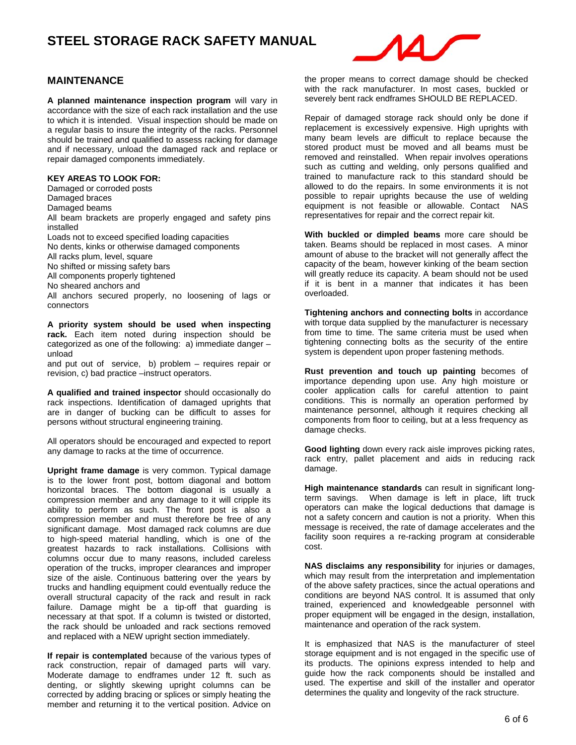# STEEL STORAGE RACK SAFETY MANUAL

## MAINTENANCE

**A planned maintenance inspection program** will vary in accordance with the size of each rack installation and the use to which it is intended. Visual inspection should be made on a regular basis to insure the integrity of the racks. Personnel should be trained and qualified to assess racking for damage and if necessary, unload the damaged rack and replace or repair damaged components immediately.

**KEY AREAS TO LOOK FOR:**

Damaged or corroded posts
Damaged braces
Damaged beams
All beam brackets are properly engaged and safety pins installed
Loads not to exceed specified loading capacities
No dents, kinks or otherwise damaged components
All racks plum, level, square
No shifted or missing safety bars
All components properly tightened
No sheared anchors and
All anchors secured properly, no loosening of lags or connectors

**A priority system should be used when inspecting rack.** Each item noted during inspection should be categorized as one of the following: a) immediate danger – unload
and put out of service, b) problem – requires repair or revision, c) bad practice –instruct operators.

**A qualified and trained inspector** should occasionally do rack inspections. Identification of damaged uprights that are in danger of bucking can be difficult to asses for persons without structural engineering training.

All operators should be encouraged and expected to report any damage to racks at the time of occurrence.

**Upright frame damage** is very common. Typical damage is to the lower front post, bottom diagonal and bottom horizontal braces. The bottom diagonal is usually a compression member and any damage to it will cripple its ability to perform as such. The front post is also a compression member and must therefore be free of any significant damage. Most damaged rack columns are due to high-speed material handling, which is one of the greatest hazards to rack installations. Collisions with columns occur due to many reasons, included careless operation of the trucks, improper clearances and improper size of the aisle. Continuous battering over the years by trucks and handling equipment could eventually reduce the overall structural capacity of the rack and result in rack failure. Damage might be a tip-off that guarding is necessary at that spot. If a column is twisted or distorted, the rack should be unloaded and rack sections removed and replaced with a NEW upright section immediately.

**If repair is contemplated** because of the various types of rack construction, repair of damaged parts will vary. Moderate damage to endframes under 12 ft. such as denting, or slightly skewing upright columns can be corrected by adding bracing or splices or simply heating the member and returning it to the vertical position. Advice on the proper means to correct damage should be checked with the rack manufacturer. In most cases, buckled or severely bent rack endframes SHOULD BE REPLACED.

Repair of damaged storage rack should only be done if replacement is excessively expensive. High uprights with many beam levels are difficult to replace because the stored product must be moved and all beams must be removed and reinstalled. When repair involves operations such as cutting and welding, only persons qualified and trained to manufacture rack to this standard should be allowed to do the repairs. In some environments it is not possible to repair uprights because the use of welding equipment is not feasible or allowable. Contact NAS representatives for repair and the correct repair kit.

**With buckled or dimpled beams** more care should be taken. Beams should be replaced in most cases. A minor amount of abuse to the bracket will not generally affect the capacity of the beam, however kinking of the beam section will greatly reduce its capacity. A beam should not be used if it is bent in a manner that indicates it has been overloaded.

**Tightening anchors and connecting bolts** in accordance with torque data supplied by the manufacturer is necessary from time to time. The same criteria must be used when tightening connecting bolts as the security of the entire system is dependent upon proper fastening methods.

**Rust prevention and touch up painting** becomes of importance depending upon use. Any high moisture or cooler application calls for careful attention to paint conditions. This is normally an operation performed by maintenance personnel, although it requires checking all components from floor to ceiling, but at a less frequency as damage checks.

**Good lighting** down every rack aisle improves picking rates, rack entry, pallet placement and aids in reducing rack damage.

**High maintenance standards** can result in significant long-term savings. When damage is left in place, lift truck operators can make the logical deductions that damage is not a safety concern and caution is not a priority. When this message is received, the rate of damage accelerates and the facility soon requires a re-racking program at considerable cost.

**NAS disclaims any responsibility** for injuries or damages, which may result from the interpretation and implementation of the above safety practices, since the actual operations and conditions are beyond NAS control. It is assumed that only trained, experienced and knowledgeable personnel with proper equipment will be engaged in the design, installation, maintenance and operation of the rack system.

It is emphasized that NAS is the manufacturer of steel storage equipment and is not engaged in the specific use of its products. The opinions express intended to help and guide how the rack components should be installed and used. The expertise and skill of the installer and operator determines the quality and longevity of the rack structure.